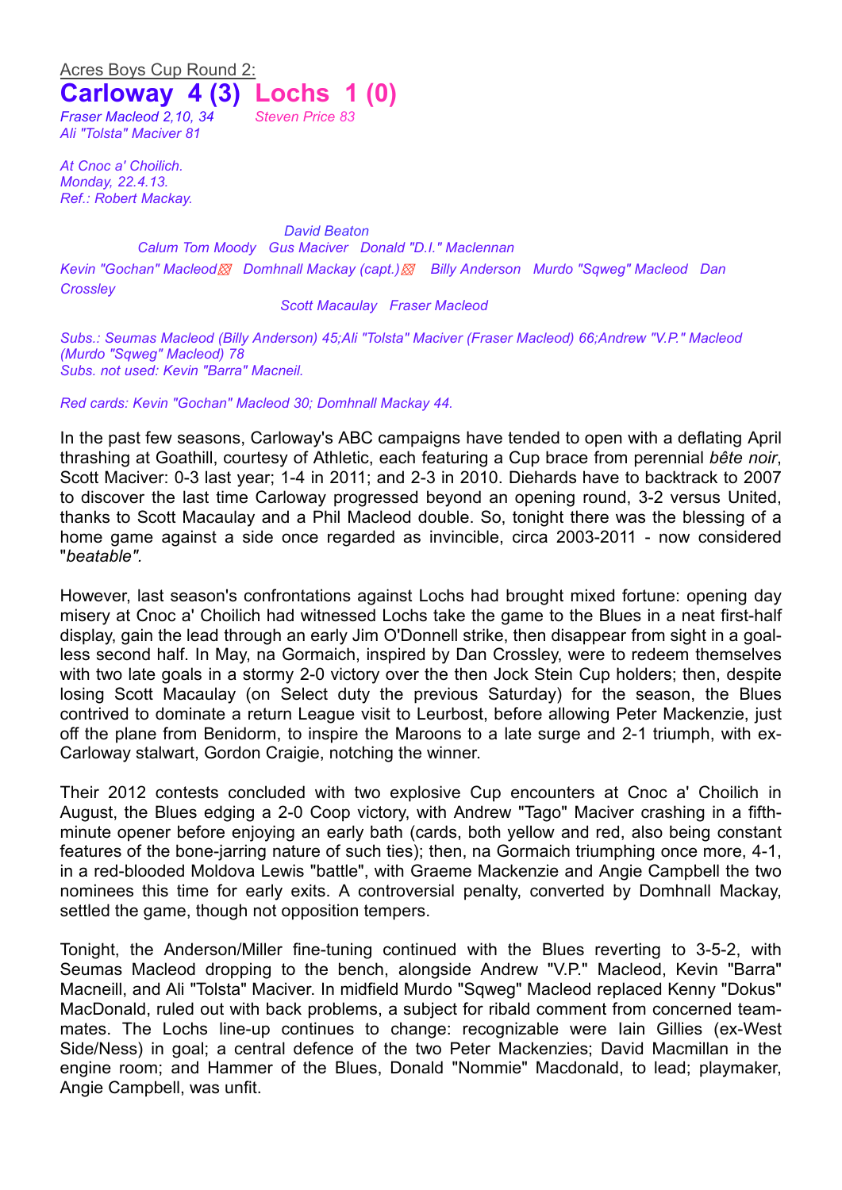Acres Boys Cup Round 2:

# Carloway 4 (3) Lochs 1 (0)

*Fraser Macleod 2,10, 34* *Steven Price 83*
*Ali "Tolsta" Maciver 81*

*At Cnoc a' Choilich.*
*Monday, 22.4.13.*
*Ref.: Robert Mackay.*

*David Beaton*

*Calum Tom Moody Gus Maciver Donald "D.I." Maclennan*

*Kevin "Gochan" Macleod Domhnall Mackay (capt.) Billy Anderson Murdo "Sqweg" Macleod Dan Crossley*

*Scott Macaulay Fraser Macleod*

*Subs.: Seumas Macleod (Billy Anderson) 45;Ali "Tolsta" Maciver (Fraser Macleod) 66;Andrew "V.P." Macleod (Murdo "Sqweg" Macleod) 78*
*Subs. not used: Kevin "Barra" Macneil.*

*Red cards: Kevin "Gochan" Macleod 30; Domhnall Mackay 44.*

In the past few seasons, Carloway's ABC campaigns have tended to open with a deflating April thrashing at Goathill, courtesy of Athletic, each featuring a Cup brace from perennial *bête noir*, Scott Maciver: 0-3 last year; 1-4 in 2011; and 2-3 in 2010. Diehards have to backtrack to 2007 to discover the last time Carloway progressed beyond an opening round, 3-2 versus United, thanks to Scott Macaulay and a Phil Macleod double. So, tonight there was the blessing of a home game against a side once regarded as invincible, circa 2003-2011 - now considered "*beatable"*.

However, last season's confrontations against Lochs had brought mixed fortune: opening day misery at Cnoc a' Choilich had witnessed Lochs take the game to the Blues in a neat first-half display, gain the lead through an early Jim O'Donnell strike, then disappear from sight in a goal-less second half. In May, na Gormaich, inspired by Dan Crossley, were to redeem themselves with two late goals in a stormy 2-0 victory over the then Jock Stein Cup holders; then, despite losing Scott Macaulay (on Select duty the previous Saturday) for the season, the Blues contrived to dominate a return League visit to Leurbost, before allowing Peter Mackenzie, just off the plane from Benidorm, to inspire the Maroons to a late surge and 2-1 triumph, with ex-Carloway stalwart, Gordon Craigie, notching the winner.

Their 2012 contests concluded with two explosive Cup encounters at Cnoc a' Choilich in August, the Blues edging a 2-0 Coop victory, with Andrew "Tago" Maciver crashing in a fifth-minute opener before enjoying an early bath (cards, both yellow and red, also being constant features of the bone-jarring nature of such ties); then, na Gormaich triumphing once more, 4-1, in a red-blooded Moldova Lewis "battle", with Graeme Mackenzie and Angie Campbell the two nominees this time for early exits. A controversial penalty, converted by Domhnall Mackay, settled the game, though not opposition tempers.

Tonight, the Anderson/Miller fine-tuning continued with the Blues reverting to 3-5-2, with Seumas Macleod dropping to the bench, alongside Andrew "V.P." Macleod, Kevin "Barra" Macneill, and Ali "Tolsta" Maciver. In midfield Murdo "Sqweg" Macleod replaced Kenny "Dokus" MacDonald, ruled out with back problems, a subject for ribald comment from concerned team-mates. The Lochs line-up continues to change: recognizable were Iain Gillies (ex-West Side/Ness) in goal; a central defence of the two Peter Mackenzies; David Macmillan in the engine room; and Hammer of the Blues, Donald "Nommie" Macdonald, to lead; playmaker, Angie Campbell, was unfit.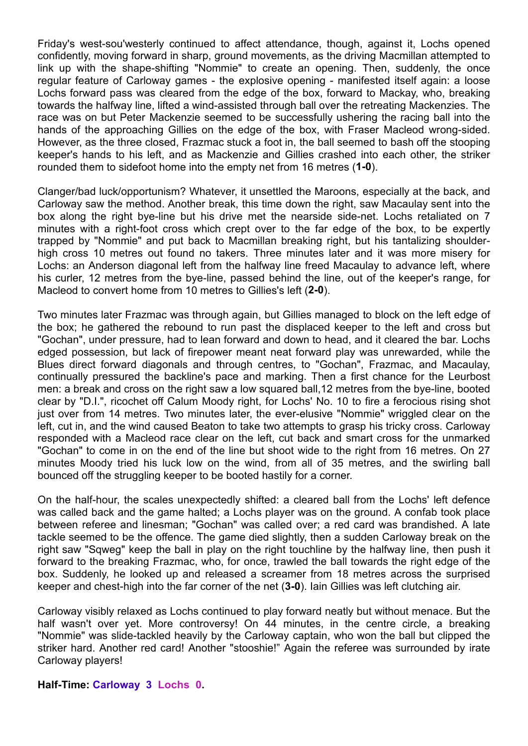Friday's west-sou'westerly continued to affect attendance, though, against it, Lochs opened confidently, moving forward in sharp, ground movements, as the driving Macmillan attempted to link up with the shape-shifting "Nommie" to create an opening. Then, suddenly, the once regular feature of Carloway games - the explosive opening - manifested itself again: a loose Lochs forward pass was cleared from the edge of the box, forward to Mackay, who, breaking towards the halfway line, lifted a wind-assisted through ball over the retreating Mackenzies. The race was on but Peter Mackenzie seemed to be successfully ushering the racing ball into the hands of the approaching Gillies on the edge of the box, with Fraser Macleod wrong-sided. However, as the three closed, Frazmac stuck a foot in, the ball seemed to bash off the stooping keeper's hands to his left, and as Mackenzie and Gillies crashed into each other, the striker rounded them to sidefoot home into the empty net from 16 metres (**1-0**).

Clanger/bad luck/opportunism? Whatever, it unsettled the Maroons, especially at the back, and Carloway saw the method. Another break, this time down the right, saw Macaulay sent into the box along the right bye-line but his drive met the nearside side-net. Lochs retaliated on 7 minutes with a right-foot cross which crept over to the far edge of the box, to be expertly trapped by "Nommie" and put back to Macmillan breaking right, but his tantalizing shoulder-high cross 10 metres out found no takers. Three minutes later and it was more misery for Lochs: an Anderson diagonal left from the halfway line freed Macaulay to advance left, where his curler, 12 metres from the bye-line, passed behind the line, out of the keeper's range, for Macleod to convert home from 10 metres to Gillies's left (**2-0**).

Two minutes later Frazmac was through again, but Gillies managed to block on the left edge of the box; he gathered the rebound to run past the displaced keeper to the left and cross but "Gochan", under pressure, had to lean forward and down to head, and it cleared the bar. Lochs edged possession, but lack of firepower meant neat forward play was unrewarded, while the Blues direct forward diagonals and through centres, to "Gochan", Frazmac, and Macaulay, continually pressured the backline's pace and marking. Then a first chance for the Leurbost men: a break and cross on the right saw a low squared ball,12 metres from the bye-line, booted clear by "D.I.", ricochet off Calum Moody right, for Lochs' No. 10 to fire a ferocious rising shot just over from 14 metres. Two minutes later, the ever-elusive "Nommie" wriggled clear on the left, cut in, and the wind caused Beaton to take two attempts to grasp his tricky cross. Carloway responded with a Macleod race clear on the left, cut back and smart cross for the unmarked "Gochan" to come in on the end of the line but shoot wide to the right from 16 metres. On 27 minutes Moody tried his luck low on the wind, from all of 35 metres, and the swirling ball bounced off the struggling keeper to be booted hastily for a corner.

On the half-hour, the scales unexpectedly shifted: a cleared ball from the Lochs' left defence was called back and the game halted; a Lochs player was on the ground. A confab took place between referee and linesman; "Gochan" was called over; a red card was brandished. A late tackle seemed to be the offence. The game died slightly, then a sudden Carloway break on the right saw "Sqweg" keep the ball in play on the right touchline by the halfway line, then push it forward to the breaking Frazmac, who, for once, trawled the ball towards the right edge of the box. Suddenly, he looked up and released a screamer from 18 metres across the surprised keeper and chest-high into the far corner of the net (**3-0**). Iain Gillies was left clutching air.

Carloway visibly relaxed as Lochs continued to play forward neatly but without menace. But the half wasn't over yet. More controversy! On 44 minutes, in the centre circle, a breaking "Nommie" was slide-tackled heavily by the Carloway captain, who won the ball but clipped the striker hard. Another red card! Another "stooshie!" Again the referee was surrounded by irate Carloway players!

**Half-Time: Carloway 3 Lochs 0.**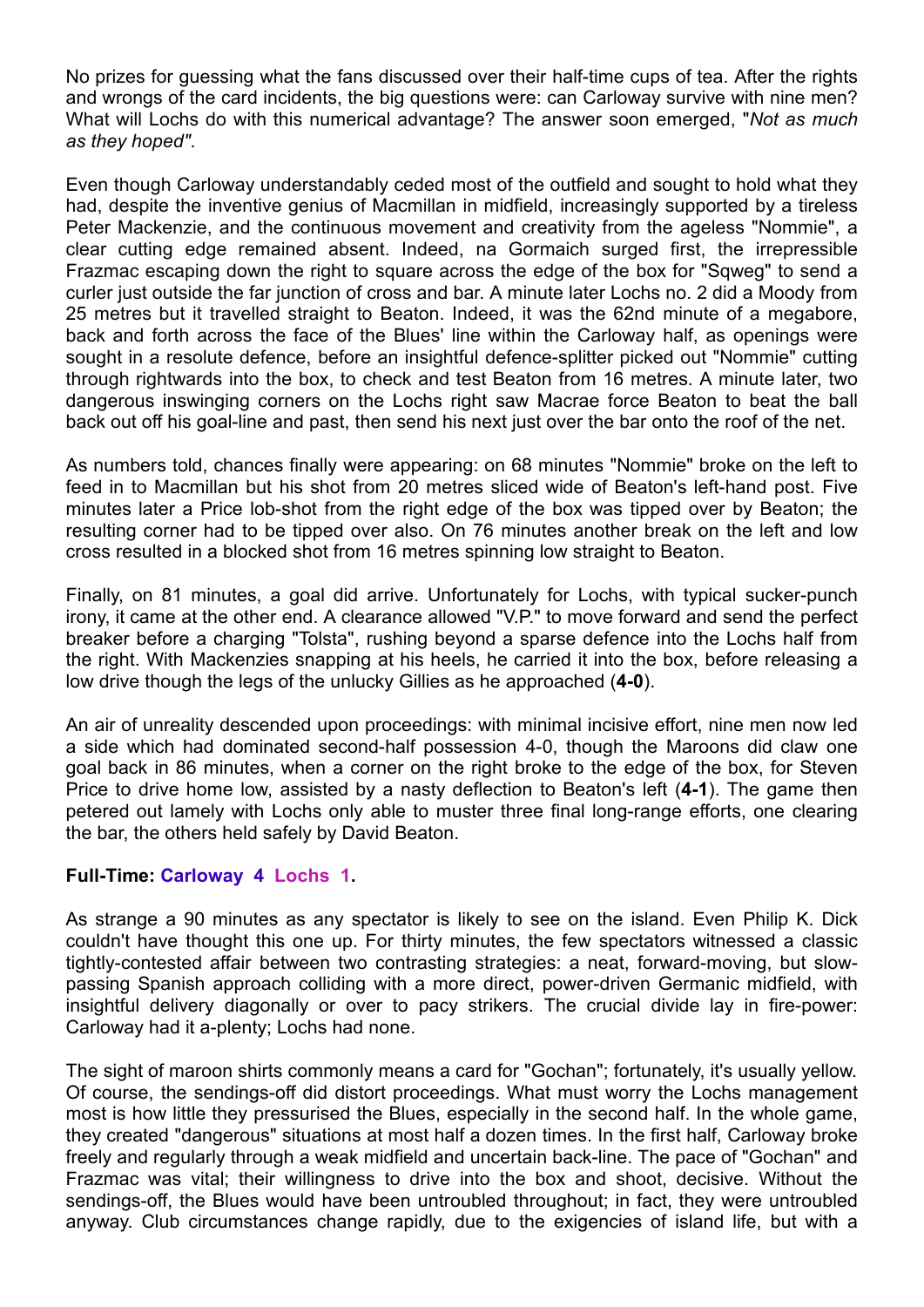No prizes for guessing what the fans discussed over their half-time cups of tea. After the rights and wrongs of the card incidents, the big questions were: can Carloway survive with nine men? What will Lochs do with this numerical advantage? The answer soon emerged, "*Not as much as they hoped"*.

Even though Carloway understandably ceded most of the outfield and sought to hold what they had, despite the inventive genius of Macmillan in midfield, increasingly supported by a tireless Peter Mackenzie, and the continuous movement and creativity from the ageless "Nommie", a clear cutting edge remained absent. Indeed, na Gormaich surged first, the irrepressible Frazmac escaping down the right to square across the edge of the box for "Sqweg" to send a curler just outside the far junction of cross and bar. A minute later Lochs no. 2 did a Moody from 25 metres but it travelled straight to Beaton. Indeed, it was the 62nd minute of a megabore, back and forth across the face of the Blues' line within the Carloway half, as openings were sought in a resolute defence, before an insightful defence-splitter picked out "Nommie" cutting through rightwards into the box, to check and test Beaton from 16 metres. A minute later, two dangerous inswinging corners on the Lochs right saw Macrae force Beaton to beat the ball back out off his goal-line and past, then send his next just over the bar onto the roof of the net.

As numbers told, chances finally were appearing: on 68 minutes "Nommie" broke on the left to feed in to Macmillan but his shot from 20 metres sliced wide of Beaton's left-hand post. Five minutes later a Price lob-shot from the right edge of the box was tipped over by Beaton; the resulting corner had to be tipped over also. On 76 minutes another break on the left and low cross resulted in a blocked shot from 16 metres spinning low straight to Beaton.

Finally, on 81 minutes, a goal did arrive. Unfortunately for Lochs, with typical sucker-punch irony, it came at the other end. A clearance allowed "V.P." to move forward and send the perfect breaker before a charging "Tolsta", rushing beyond a sparse defence into the Lochs half from the right. With Mackenzies snapping at his heels, he carried it into the box, before releasing a low drive though the legs of the unlucky Gillies as he approached (**4-0**).

An air of unreality descended upon proceedings: with minimal incisive effort, nine men now led a side which had dominated second-half possession 4-0, though the Maroons did claw one goal back in 86 minutes, when a corner on the right broke to the edge of the box, for Steven Price to drive home low, assisted by a nasty deflection to Beaton's left (**4-1**). The game then petered out lamely with Lochs only able to muster three final long-range efforts, one clearing the bar, the others held safely by David Beaton.

**Full-Time: Carloway 4 Lochs 1.**

As strange a 90 minutes as any spectator is likely to see on the island. Even Philip K. Dick couldn't have thought this one up. For thirty minutes, the few spectators witnessed a classic tightly-contested affair between two contrasting strategies: a neat, forward-moving, but slow-passing Spanish approach colliding with a more direct, power-driven Germanic midfield, with insightful delivery diagonally or over to pacy strikers. The crucial divide lay in fire-power: Carloway had it a-plenty; Lochs had none.

The sight of maroon shirts commonly means a card for "Gochan"; fortunately, it's usually yellow. Of course, the sendings-off did distort proceedings. What must worry the Lochs management most is how little they pressurised the Blues, especially in the second half. In the whole game, they created "dangerous" situations at most half a dozen times. In the first half, Carloway broke freely and regularly through a weak midfield and uncertain back-line. The pace of "Gochan" and Frazmac was vital; their willingness to drive into the box and shoot, decisive. Without the sendings-off, the Blues would have been untroubled throughout; in fact, they were untroubled anyway. Club circumstances change rapidly, due to the exigencies of island life, but with a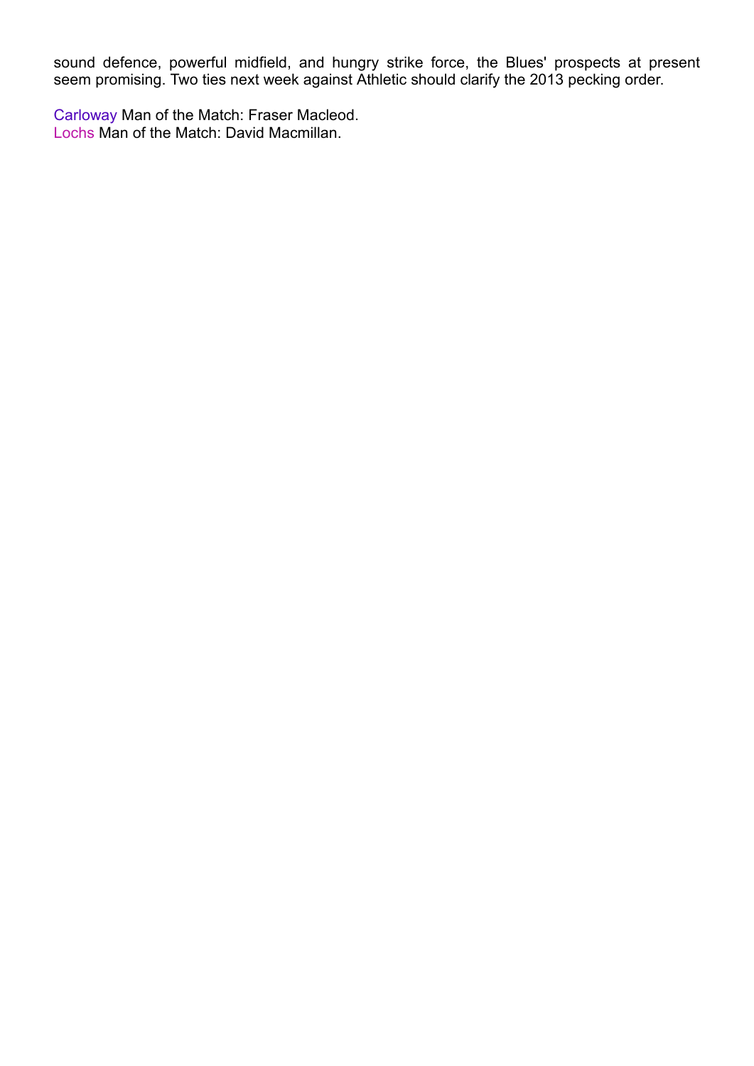sound defence, powerful midfield, and hungry strike force, the Blues' prospects at present seem promising. Two ties next week against Athletic should clarify the 2013 pecking order.

Carloway Man of the Match: Fraser Macleod.
Lochs Man of the Match: David Macmillan.